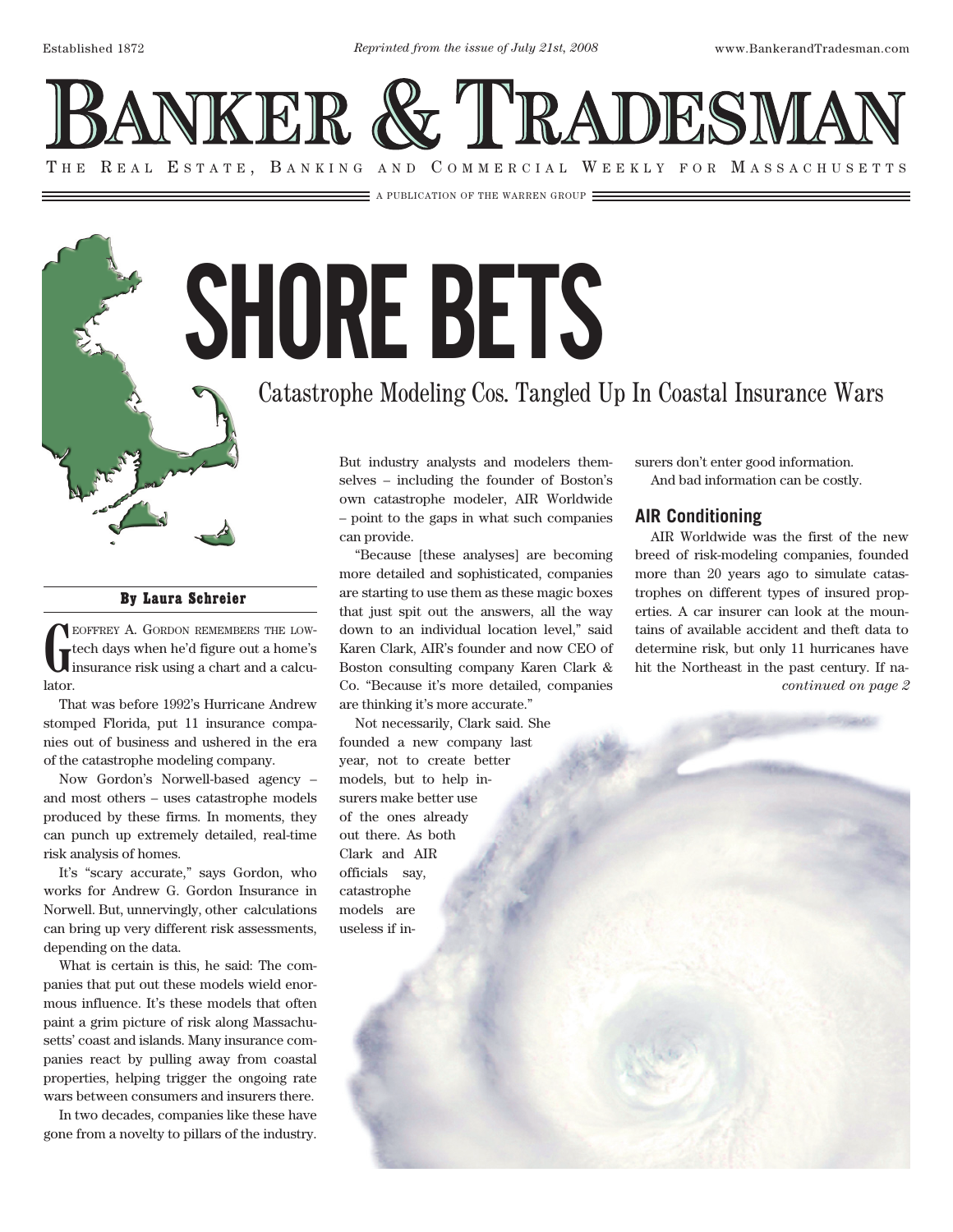# BANKER & TRADESMAN

THE REAL ESTATE, BANKING AND COMMERCIAL WEEKLY FOR MASSACHUSETTS

A PUBLICATION OF THE WARREN GROUP

# SHORE BETS

## Catastrophe Modeling Cos. Tangled Up In Coastal Insurance Wars

**By Laura Schreier**

GEOFFREY A. GORDON REMEMBERS THE LOW-tech days when he'd figure out a home's insurance risk using a chart and a calculator.

That was before 1992's Hurricane Andrew stomped Florida, put 11 insurance companies out of business and ushered in the era of the catastrophe modeling company.

Now Gordon's Norwell-based agency – and most others – uses catastrophe models produced by these firms. In moments, they can punch up extremely detailed, real-time risk analysis of homes.

It's "scary accurate," says Gordon, who works for Andrew G. Gordon Insurance in Norwell. But, unnervingly, other calculations can bring up very different risk assessments, depending on the data.

What is certain is this, he said: The companies that put out these models wield enormous influence. It's these models that often paint a grim picture of risk along Massachusetts' coast and islands. Many insurance companies react by pulling away from coastal properties, helping trigger the ongoing rate wars between consumers and insurers there.

In two decades, companies like these have gone from a novelty to pillars of the industry. But industry analysts and modelers themselves – including the founder of Boston's own catastrophe modeler, AIR Worldwide – point to the gaps in what such companies can provide.

"Because [these analyses] are becoming more detailed and sophisticated, companies are starting to use them as these magic boxes that just spit out the answers, all the way down to an individual location level," said Karen Clark, AIR's founder and now CEO of Boston consulting company Karen Clark & Co. "Because it's more detailed, companies are thinking it's more accurate."

Not necessarily, Clark said. She founded a new company last year, not to create better models, but to help insurers make better use of the ones already out there. As both Clark and AIR officials say, catastrophe models are useless if insurers don't enter good information.

And bad information can be costly.

### AIR Conditioning

AIR Worldwide was the first of the new breed of risk-modeling companies, founded more than 20 years ago to simulate catastrophes on different types of insured properties. A car insurer can look at the mountains of available accident and theft data to determine risk, but only 11 hurricanes have hit the Northeast in the past century. If na-

*continued on page 2*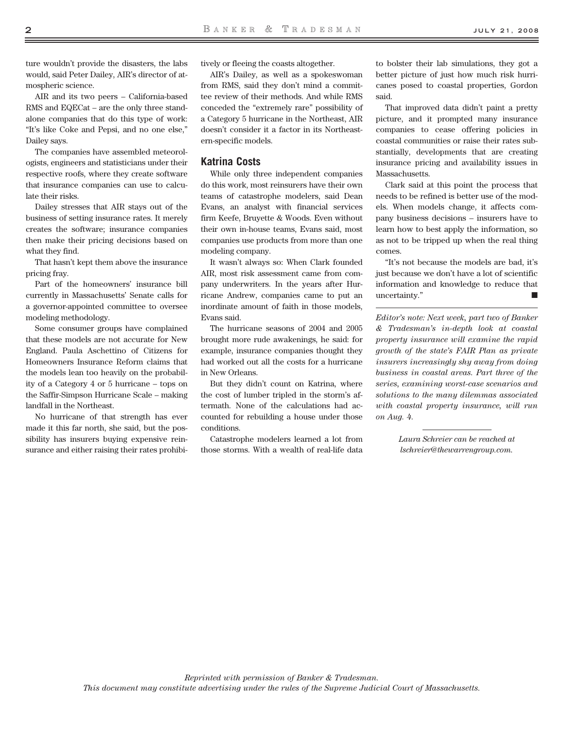ture wouldn't provide the disasters, the labs would, said Peter Dailey, AIR's director of atmospheric science.

AIR and its two peers – California-based RMS and EQECat – are the only three standalone companies that do this type of work: "It's like Coke and Pepsi, and no one else," Dailey says.

The companies have assembled meteorologists, engineers and statisticians under their respective roofs, where they create software that insurance companies can use to calculate their risks.

Dailey stresses that AIR stays out of the business of setting insurance rates. It merely creates the software; insurance companies then make their pricing decisions based on what they find.

That hasn't kept them above the insurance pricing fray.

Part of the homeowners' insurance bill currently in Massachusetts' Senate calls for a governor-appointed committee to oversee modeling methodology.

Some consumer groups have complained that these models are not accurate for New England. Paula Aschettino of Citizens for Homeowners Insurance Reform claims that the models lean too heavily on the probability of a Category 4 or 5 hurricane – tops on the Saffir-Simpson Hurricane Scale – making landfall in the Northeast.

No hurricane of that strength has ever made it this far north, she said, but the possibility has insurers buying expensive reinsurance and either raising their rates prohibitively or fleeing the coasts altogether.

AIR's Dailey, as well as a spokeswoman from RMS, said they don't mind a committee review of their methods. And while RMS conceded the "extremely rare" possibility of a Category 5 hurricane in the Northeast, AIR doesn't consider it a factor in its Northeastern-specific models.

## Katrina Costs

While only three independent companies do this work, most reinsurers have their own teams of catastrophe modelers, said Dean Evans, an analyst with financial services firm Keefe, Bruyette & Woods. Even without their own in-house teams, Evans said, most companies use products from more than one modeling company.

It wasn't always so: When Clark founded AIR, most risk assessment came from company underwriters. In the years after Hurricane Andrew, companies came to put an inordinate amount of faith in those models, Evans said.

The hurricane seasons of 2004 and 2005 brought more rude awakenings, he said: for example, insurance companies thought they had worked out all the costs for a hurricane in New Orleans.

But they didn't count on Katrina, where the cost of lumber tripled in the storm's aftermath. None of the calculations had accounted for rebuilding a house under those conditions.

Catastrophe modelers learned a lot from those storms. With a wealth of real-life data to bolster their lab simulations, they got a better picture of just how much risk hurricanes posed to coastal properties, Gordon said.

That improved data didn't paint a pretty picture, and it prompted many insurance companies to cease offering policies in coastal communities or raise their rates substantially, developments that are creating insurance pricing and availability issues in Massachusetts.

Clark said at this point the process that needs to be refined is better use of the models. When models change, it affects company business decisions – insurers have to learn how to best apply the information, so as not to be tripped up when the real thing comes.

"It's not because the models are bad, it's just because we don't have a lot of scientific information and knowledge to reduce that uncertainty." ■

---

*Editor's note: Next week, part two of Banker & Tradesman's in-depth look at coastal property insurance will examine the rapid growth of the state's FAIR Plan as private insurers increasingly shy away from doing business in coastal areas. Part three of the series, examining worst-case scenarios and solutions to the many dilemmas associated with coastal property insurance, will run on Aug. 4.*

*Laura Schreier can be reached at lschreier@thewarrengroup.com.*

*Reprinted with permission of Banker & Tradesman.*
*This document may constitute advertising under the rules of the Supreme Judicial Court of Massachusetts.*